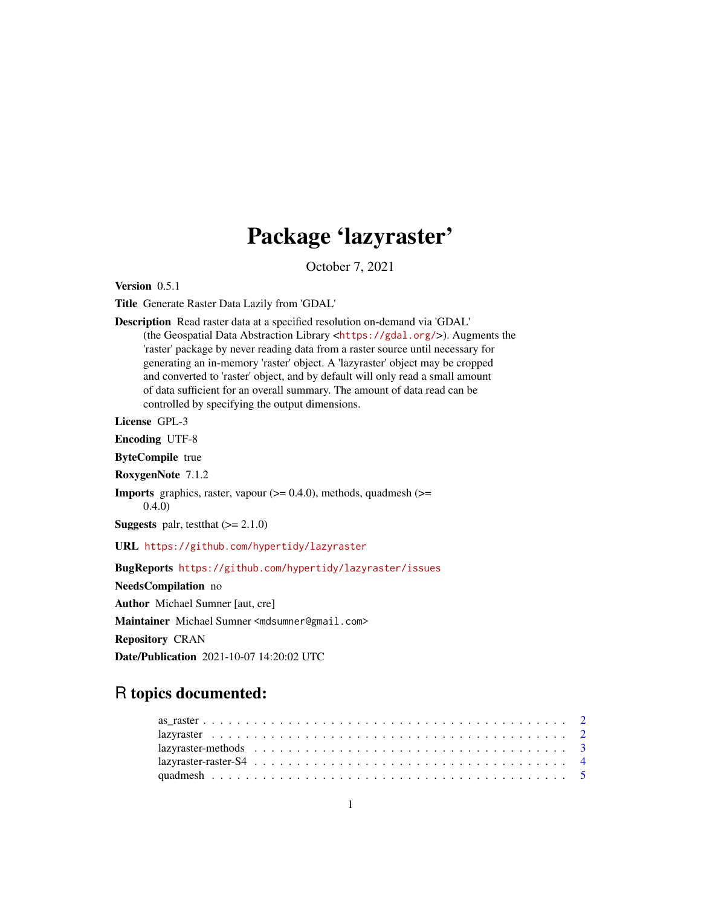# Package 'lazyraster'

October 7, 2021

**Version** 0.5.1

**Title** Generate Raster Data Lazily from 'GDAL'

**Description** Read raster data at a specified resolution on-demand via 'GDAL' (the Geospatial Data Abstraction Library <https://gdal.org/>). Augments the 'raster' package by never reading data from a raster source until necessary for generating an in-memory 'raster' object. A 'lazyraster' object may be cropped and converted to 'raster' object, and by default will only read a small amount of data sufficient for an overall summary. The amount of data read can be controlled by specifying the output dimensions.

**License** GPL-3

**Encoding** UTF-8

**ByteCompile** true

**RoxygenNote** 7.1.2

**Imports** graphics, raster, vapour (>= 0.4.0), methods, quadmesh (>= 0.4.0)

**Suggests** palr, testthat (>= 2.1.0)

**URL** https://github.com/hypertidy/lazyraster

**BugReports** https://github.com/hypertidy/lazyraster/issues

**NeedsCompilation** no

**Author** Michael Sumner [aut, cre]

**Maintainer** Michael Sumner <mdsumner@gmail.com>

**Repository** CRAN

**Date/Publication** 2021-10-07 14:20:02 UTC

## R topics documented:

as_raster . . . . . . . . . . . . . . . . . . . . . . . . . . . . . . . . . . . . . . . . 2
lazyraster . . . . . . . . . . . . . . . . . . . . . . . . . . . . . . . . . . . . . . . . 2
lazyraster-methods . . . . . . . . . . . . . . . . . . . . . . . . . . . . . . . . . . . . 3
lazyraster-raster-S4 . . . . . . . . . . . . . . . . . . . . . . . . . . . . . . . . . . . 4
quadmesh . . . . . . . . . . . . . . . . . . . . . . . . . . . . . . . . . . . . . . . . 5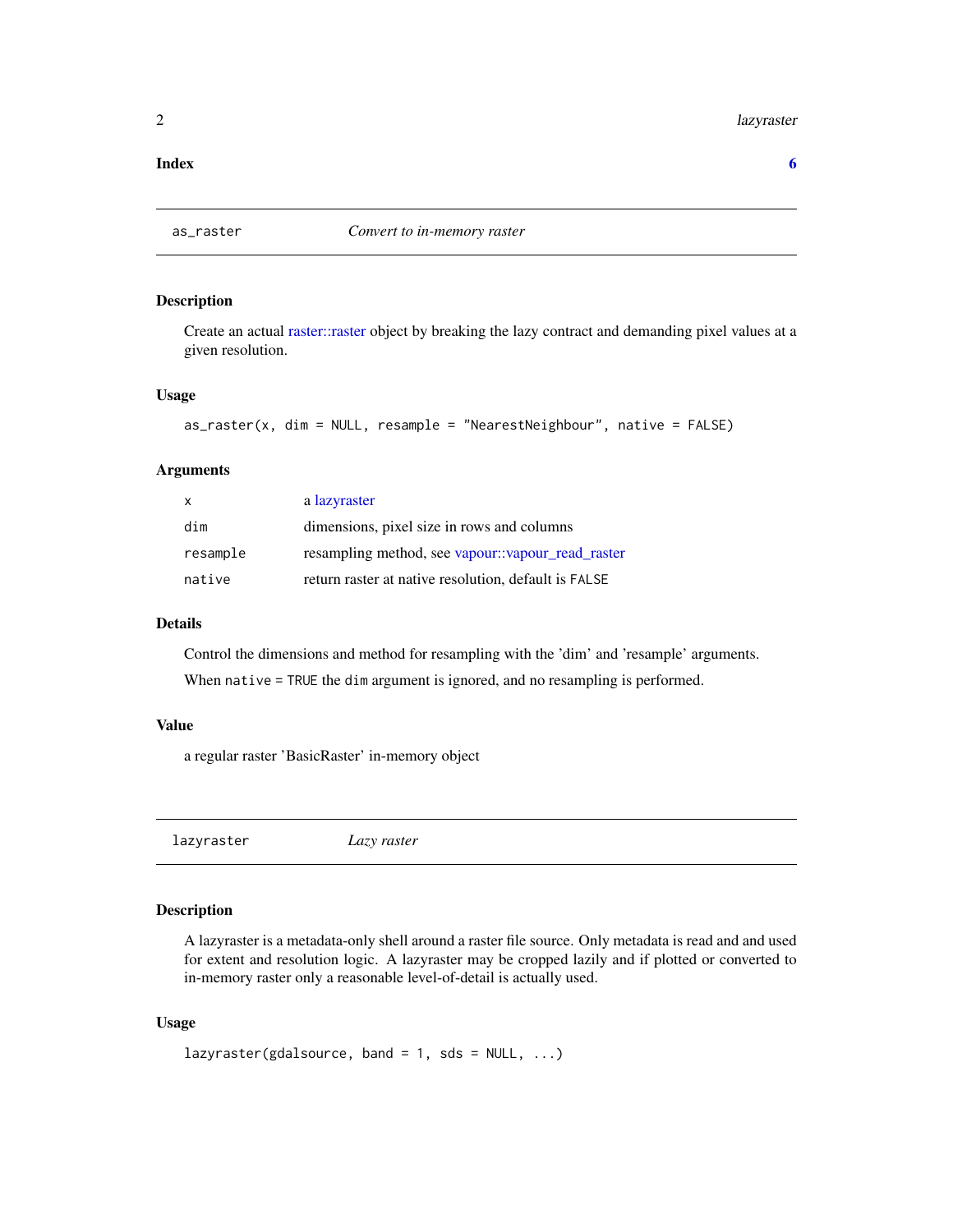**Index** 6

---

`as_raster` *Convert to in-memory raster*

---

### Description

Create an actual raster::raster object by breaking the lazy contract and demanding pixel values at a given resolution.

### Usage

```
as_raster(x, dim = NULL, resample = "NearestNeighbour", native = FALSE)
```

### Arguments

| | |
|---|---|
| `x` | a lazyraster |
| `dim` | dimensions, pixel size in rows and columns |
| `resample` | resampling method, see vapour::vapour_read_raster |
| `native` | return raster at native resolution, default is `FALSE` |

### Details

Control the dimensions and method for resampling with the 'dim' and 'resample' arguments.

When `native = TRUE` the `dim` argument is ignored, and no resampling is performed.

### Value

a regular raster 'BasicRaster' in-memory object

---

`lazyraster` *Lazy raster*

---

### Description

A lazyraster is a metadata-only shell around a raster file source. Only metadata is read and and used for extent and resolution logic. A lazyraster may be cropped lazily and if plotted or converted to in-memory raster only a reasonable level-of-detail is actually used.

### Usage

```
lazyraster(gdalsource, band = 1, sds = NULL, ...)
```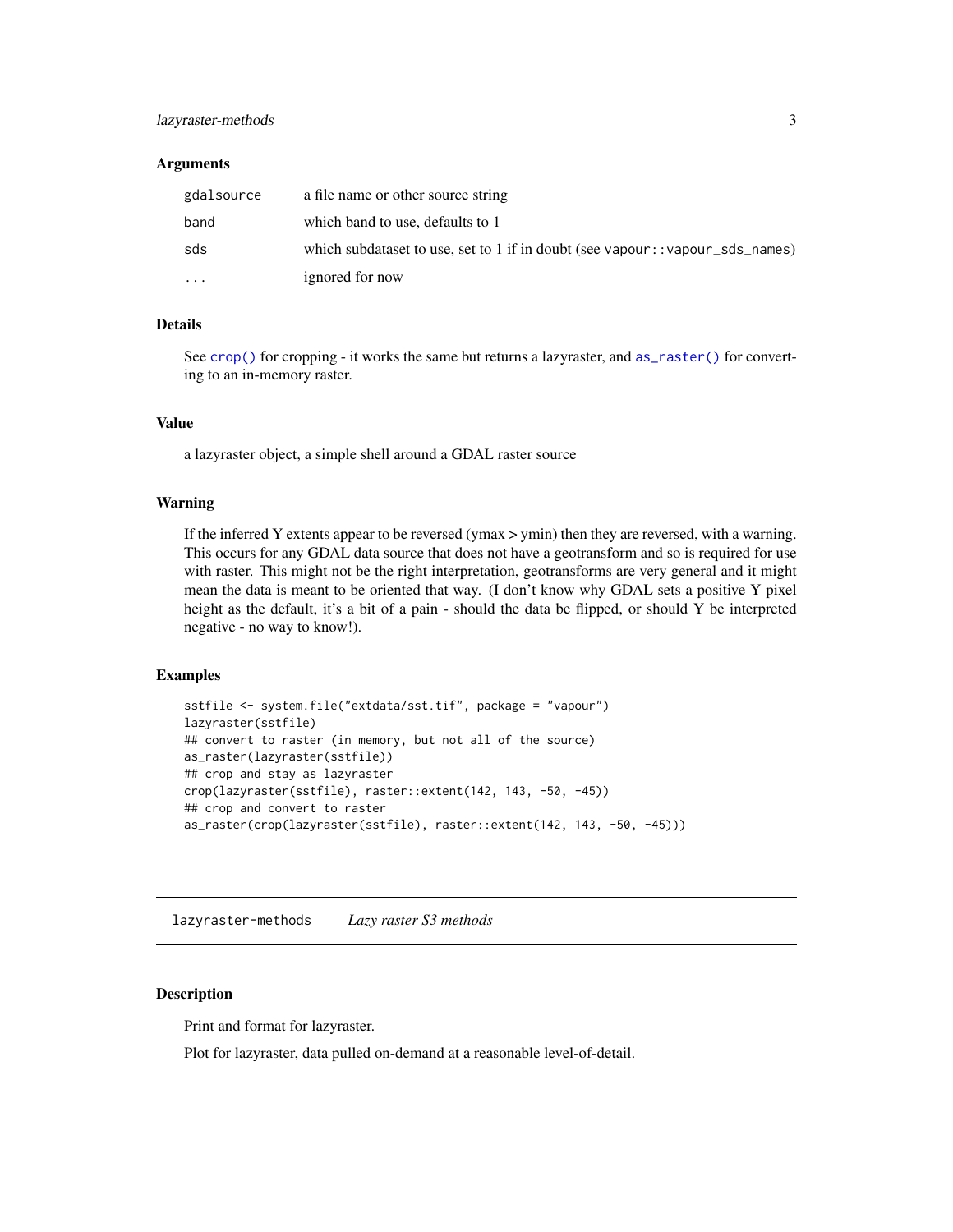### Arguments

| | |
|---|---|
| gdalsource | a file name or other source string |
| band | which band to use, defaults to 1 |
| sds | which subdataset to use, set to 1 if in doubt (see `vapour::vapour_sds_names`) |
| ... | ignored for now |

### Details

See `crop()` for cropping - it works the same but returns a lazyraster, and `as_raster()` for converting to an in-memory raster.

### Value

a lazyraster object, a simple shell around a GDAL raster source

### Warning

If the inferred Y extents appear to be reversed (ymax > ymin) then they are reversed, with a warning. This occurs for any GDAL data source that does not have a geotransform and so is required for use with raster. This might not be the right interpretation, geotransforms are very general and it might mean the data is meant to be oriented that way. (I don't know why GDAL sets a positive Y pixel height as the default, it's a bit of a pain - should the data be flipped, or should Y be interpreted negative - no way to know!).

### Examples

```
sstfile <- system.file("extdata/sst.tif", package = "vapour")
lazyraster(sstfile)
## convert to raster (in memory, but not all of the source)
as_raster(lazyraster(sstfile))
## crop and stay as lazyraster
crop(lazyraster(sstfile), raster::extent(142, 143, -50, -45))
## crop and convert to raster
as_raster(crop(lazyraster(sstfile), raster::extent(142, 143, -50, -45)))
```

---

## lazyraster-methods *Lazy raster S3 methods*

---

### Description

Print and format for lazyraster.

Plot for lazyraster, data pulled on-demand at a reasonable level-of-detail.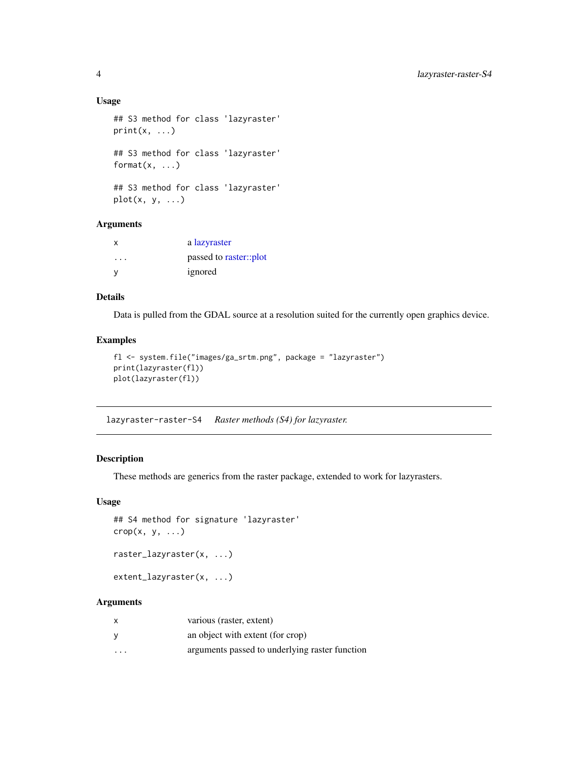### Usage

```
## S3 method for class 'lazyraster'
print(x, ...)

## S3 method for class 'lazyraster'
format(x, ...)

## S3 method for class 'lazyraster'
plot(x, y, ...)
```

### Arguments

| | |
|---|---|
| x | a lazyraster |
| ... | passed to raster::plot |
| y | ignored |

### Details

Data is pulled from the GDAL source at a resolution suited for the currently open graphics device.

### Examples

```
fl <- system.file("images/ga_srtm.png", package = "lazyraster")
print(lazyraster(fl))
plot(lazyraster(fl))
```

---

## lazyraster-raster-S4 *Raster methods (S4) for lazyraster.*

---

### Description

These methods are generics from the raster package, extended to work for lazyrasters.

### Usage

```
## S4 method for signature 'lazyraster'
crop(x, y, ...)

raster_lazyraster(x, ...)

extent_lazyraster(x, ...)
```

### Arguments

| | |
|---|---|
| x | various (raster, extent) |
| y | an object with extent (for crop) |
| ... | arguments passed to underlying raster function |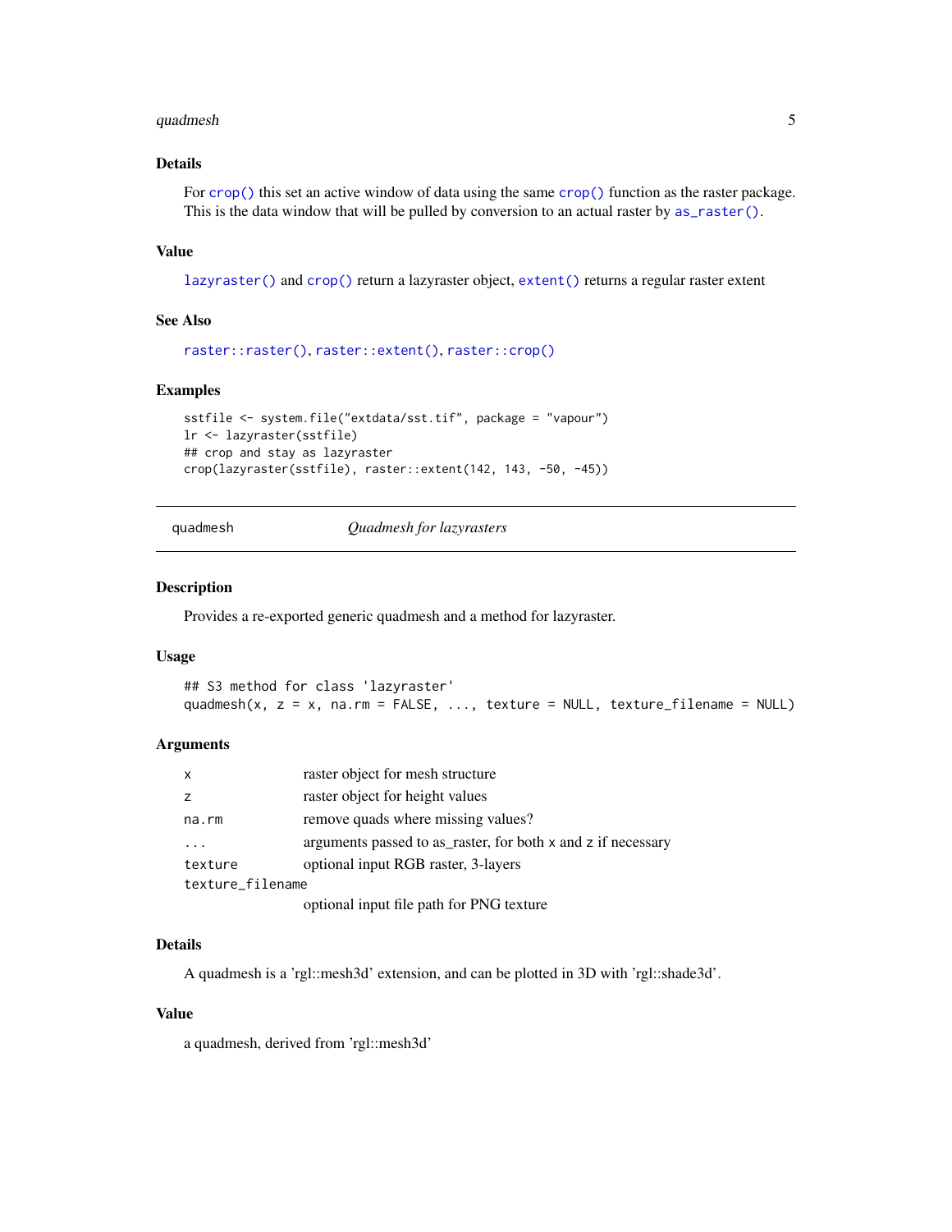### Details

For `crop()` this set an active window of data using the same `crop()` function as the raster package. This is the data window that will be pulled by conversion to an actual raster by `as_raster()`.

### Value

`lazyraster()` and `crop()` return a lazyraster object, `extent()` returns a regular raster extent

### See Also

`raster::raster()`, `raster::extent()`, `raster::crop()`

### Examples

```
sstfile <- system.file("extdata/sst.tif", package = "vapour")
lr <- lazyraster(sstfile)
## crop and stay as lazyraster
crop(lazyraster(sstfile), raster::extent(142, 143, -50, -45))
```

---

## quadmesh — *Quadmesh for lazyrasters*

### Description

Provides a re-exported generic quadmesh and a method for lazyraster.

### Usage

```
## S3 method for class 'lazyraster'
quadmesh(x, z = x, na.rm = FALSE, ..., texture = NULL, texture_filename = NULL)
```

### Arguments

| Argument | Description |
|---|---|
| `x` | raster object for mesh structure |
| `z` | raster object for height values |
| `na.rm` | remove quads where missing values? |
| `...` | arguments passed to as_raster, for both x and z if necessary |
| `texture` | optional input RGB raster, 3-layers |
| `texture_filename` | optional input file path for PNG texture |

### Details

A quadmesh is a 'rgl::mesh3d' extension, and can be plotted in 3D with 'rgl::shade3d'.

### Value

a quadmesh, derived from 'rgl::mesh3d'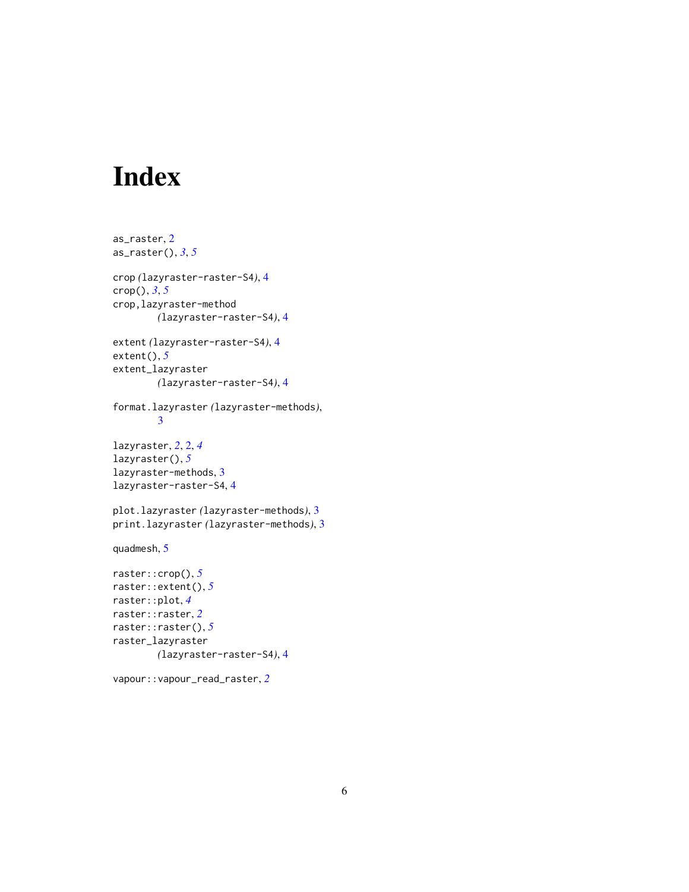# Index

as_raster, 2
as_raster(), *3*, *5*

crop *(*lazyraster-raster-S4*)*, 4
crop(), *3*, *5*
crop,lazyraster-method
        *(*lazyraster-raster-S4*)*, 4

extent *(*lazyraster-raster-S4*)*, 4
extent(), *5*
extent_lazyraster
        *(*lazyraster-raster-S4*)*, 4

format.lazyraster *(*lazyraster-methods*)*,
        3

lazyraster, *2*, 2, *4*
lazyraster(), *5*
lazyraster-methods, 3
lazyraster-raster-S4, 4

plot.lazyraster *(*lazyraster-methods*)*, 3
print.lazyraster *(*lazyraster-methods*)*, 3

quadmesh, 5

raster::crop(), *5*
raster::extent(), *5*
raster::plot, *4*
raster::raster, *2*
raster::raster(), *5*
raster_lazyraster
        *(*lazyraster-raster-S4*)*, 4

vapour::vapour_read_raster, *2*